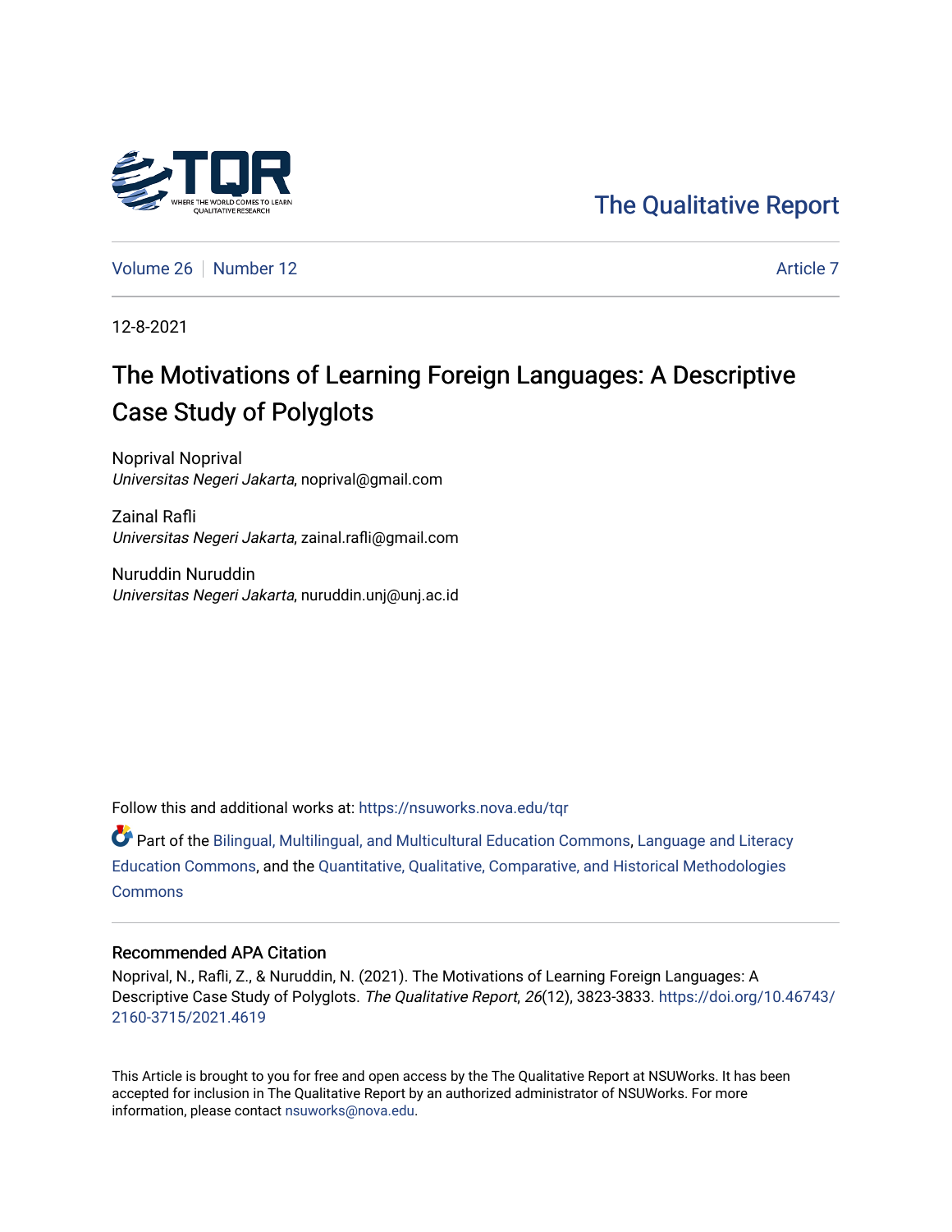The Qualitative Report

Volume 26 | Number 12 | Article 7

12-8-2021

# The Motivations of Learning Foreign Languages: A Descriptive Case Study of Polyglots

Noprival Noprival
*Universitas Negeri Jakarta*, noprival@gmail.com

Zainal Rafli
*Universitas Negeri Jakarta*, zainal.rafli@gmail.com

Nuruddin Nuruddin
*Universitas Negeri Jakarta*, nuruddin.unj@unj.ac.id

Follow this and additional works at: https://nsuworks.nova.edu/tqr

Part of the Bilingual, Multilingual, and Multicultural Education Commons, Language and Literacy Education Commons, and the Quantitative, Qualitative, Comparative, and Historical Methodologies Commons

## Recommended APA Citation

Noprival, N., Rafli, Z., & Nuruddin, N. (2021). The Motivations of Learning Foreign Languages: A Descriptive Case Study of Polyglots. *The Qualitative Report*, *26*(12), 3823-3833. https://doi.org/10.46743/2160-3715/2021.4619

This Article is brought to you for free and open access by the The Qualitative Report at NSUWorks. It has been accepted for inclusion in The Qualitative Report by an authorized administrator of NSUWorks. For more information, please contact nsuworks@nova.edu.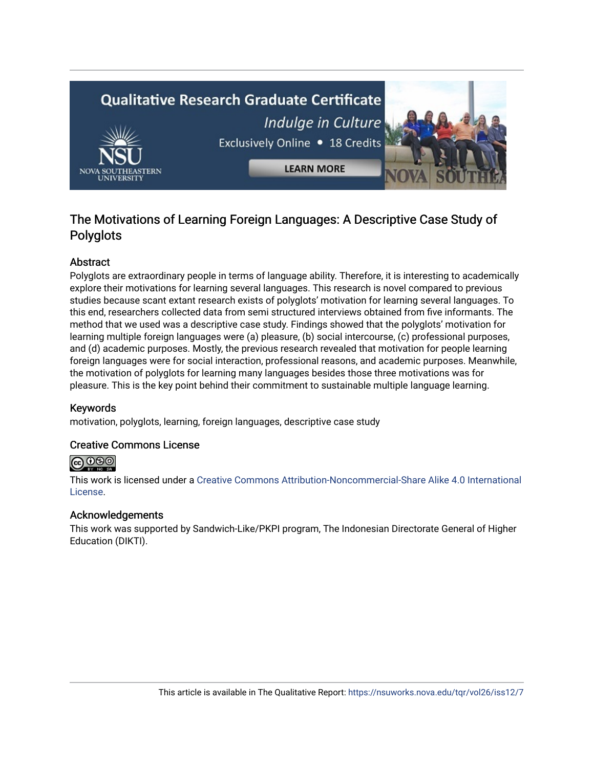## The Motivations of Learning Foreign Languages: A Descriptive Case Study of Polyglots

### Abstract

Polyglots are extraordinary people in terms of language ability. Therefore, it is interesting to academically explore their motivations for learning several languages. This research is novel compared to previous studies because scant extant research exists of polyglots' motivation for learning several languages. To this end, researchers collected data from semi structured interviews obtained from five informants. The method that we used was a descriptive case study. Findings showed that the polyglots' motivation for learning multiple foreign languages were (a) pleasure, (b) social intercourse, (c) professional purposes, and (d) academic purposes. Mostly, the previous research revealed that motivation for people learning foreign languages were for social interaction, professional reasons, and academic purposes. Meanwhile, the motivation of polyglots for learning many languages besides those three motivations was for pleasure. This is the key point behind their commitment to sustainable multiple language learning.

### Keywords

motivation, polyglots, learning, foreign languages, descriptive case study

### Creative Commons License

This work is licensed under a Creative Commons Attribution-Noncommercial-Share Alike 4.0 International License.

### Acknowledgements

This work was supported by Sandwich-Like/PKPI program, The Indonesian Directorate General of Higher Education (DIKTI).

This article is available in The Qualitative Report: https://nsuworks.nova.edu/tqr/vol26/iss12/7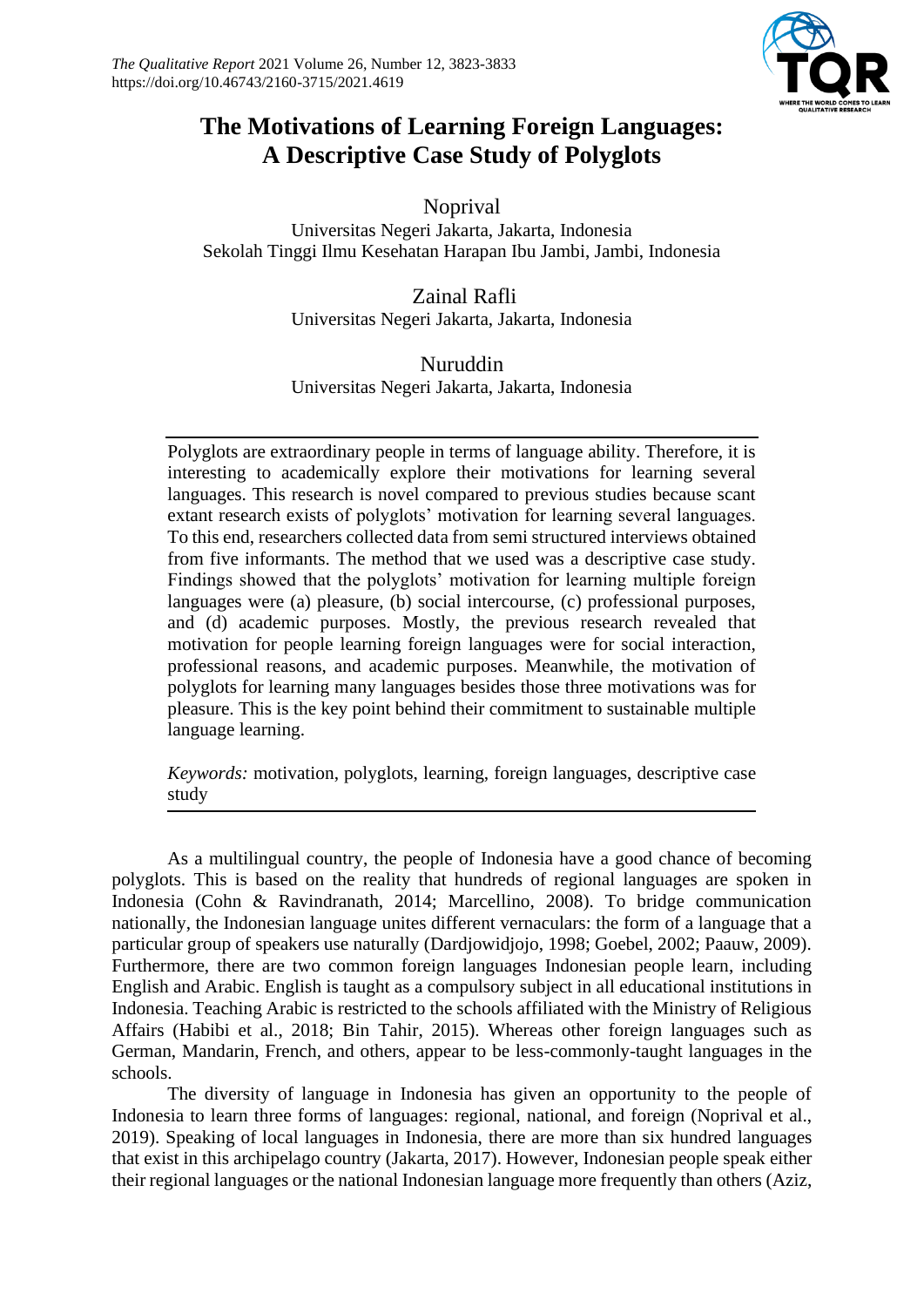# The Motivations of Learning Foreign Languages: A Descriptive Case Study of Polyglots

Noprival

Universitas Negeri Jakarta, Jakarta, Indonesia
Sekolah Tinggi Ilmu Kesehatan Harapan Ibu Jambi, Jambi, Indonesia

Zainal Rafli

Universitas Negeri Jakarta, Jakarta, Indonesia

Nuruddin

Universitas Negeri Jakarta, Jakarta, Indonesia

---

Polyglots are extraordinary people in terms of language ability. Therefore, it is interesting to academically explore their motivations for learning several languages. This research is novel compared to previous studies because scant extant research exists of polyglots' motivation for learning several languages. To this end, researchers collected data from semi structured interviews obtained from five informants. The method that we used was a descriptive case study. Findings showed that the polyglots' motivation for learning multiple foreign languages were (a) pleasure, (b) social intercourse, (c) professional purposes, and (d) academic purposes. Mostly, the previous research revealed that motivation for people learning foreign languages were for social interaction, professional reasons, and academic purposes. Meanwhile, the motivation of polyglots for learning many languages besides those three motivations was for pleasure. This is the key point behind their commitment to sustainable multiple language learning.

*Keywords:* motivation, polyglots, learning, foreign languages, descriptive case study

---

As a multilingual country, the people of Indonesia have a good chance of becoming polyglots. This is based on the reality that hundreds of regional languages are spoken in Indonesia (Cohn & Ravindranath, 2014; Marcellino, 2008). To bridge communication nationally, the Indonesian language unites different vernaculars: the form of a language that a particular group of speakers use naturally (Dardjowidjojo, 1998; Goebel, 2002; Paauw, 2009). Furthermore, there are two common foreign languages Indonesian people learn, including English and Arabic. English is taught as a compulsory subject in all educational institutions in Indonesia. Teaching Arabic is restricted to the schools affiliated with the Ministry of Religious Affairs (Habibi et al., 2018; Bin Tahir, 2015). Whereas other foreign languages such as German, Mandarin, French, and others, appear to be less-commonly-taught languages in the schools.

The diversity of language in Indonesia has given an opportunity to the people of Indonesia to learn three forms of languages: regional, national, and foreign (Noprival et al., 2019). Speaking of local languages in Indonesia, there are more than six hundred languages that exist in this archipelago country (Jakarta, 2017). However, Indonesian people speak either their regional languages or the national Indonesian language more frequently than others (Aziz,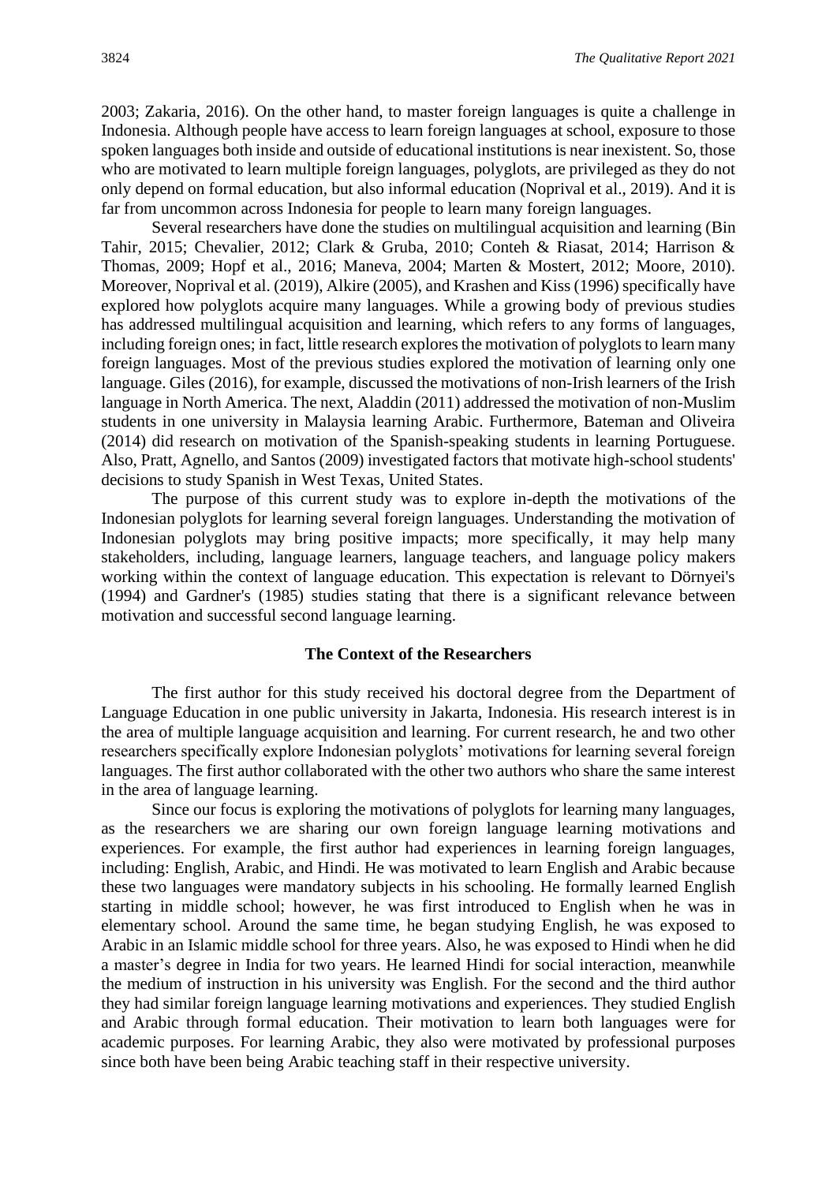2003; Zakaria, 2016). On the other hand, to master foreign languages is quite a challenge in Indonesia. Although people have access to learn foreign languages at school, exposure to those spoken languages both inside and outside of educational institutions is near inexistent. So, those who are motivated to learn multiple foreign languages, polyglots, are privileged as they do not only depend on formal education, but also informal education (Noprival et al., 2019). And it is far from uncommon across Indonesia for people to learn many foreign languages.

Several researchers have done the studies on multilingual acquisition and learning (Bin Tahir, 2015; Chevalier, 2012; Clark & Gruba, 2010; Conteh & Riasat, 2014; Harrison & Thomas, 2009; Hopf et al., 2016; Maneva, 2004; Marten & Mostert, 2012; Moore, 2010). Moreover, Noprival et al. (2019), Alkire (2005), and Krashen and Kiss (1996) specifically have explored how polyglots acquire many languages. While a growing body of previous studies has addressed multilingual acquisition and learning, which refers to any forms of languages, including foreign ones; in fact, little research explores the motivation of polyglots to learn many foreign languages. Most of the previous studies explored the motivation of learning only one language. Giles (2016), for example, discussed the motivations of non-Irish learners of the Irish language in North America. The next, Aladdin (2011) addressed the motivation of non-Muslim students in one university in Malaysia learning Arabic. Furthermore, Bateman and Oliveira (2014) did research on motivation of the Spanish-speaking students in learning Portuguese. Also, Pratt, Agnello, and Santos (2009) investigated factors that motivate high-school students' decisions to study Spanish in West Texas, United States.

The purpose of this current study was to explore in-depth the motivations of the Indonesian polyglots for learning several foreign languages. Understanding the motivation of Indonesian polyglots may bring positive impacts; more specifically, it may help many stakeholders, including, language learners, language teachers, and language policy makers working within the context of language education. This expectation is relevant to Dörnyei's (1994) and Gardner's (1985) studies stating that there is a significant relevance between motivation and successful second language learning.

## The Context of the Researchers

The first author for this study received his doctoral degree from the Department of Language Education in one public university in Jakarta, Indonesia. His research interest is in the area of multiple language acquisition and learning. For current research, he and two other researchers specifically explore Indonesian polyglots' motivations for learning several foreign languages. The first author collaborated with the other two authors who share the same interest in the area of language learning.

Since our focus is exploring the motivations of polyglots for learning many languages, as the researchers we are sharing our own foreign language learning motivations and experiences. For example, the first author had experiences in learning foreign languages, including: English, Arabic, and Hindi. He was motivated to learn English and Arabic because these two languages were mandatory subjects in his schooling. He formally learned English starting in middle school; however, he was first introduced to English when he was in elementary school. Around the same time, he began studying English, he was exposed to Arabic in an Islamic middle school for three years. Also, he was exposed to Hindi when he did a master's degree in India for two years. He learned Hindi for social interaction, meanwhile the medium of instruction in his university was English. For the second and the third author they had similar foreign language learning motivations and experiences. They studied English and Arabic through formal education. Their motivation to learn both languages were for academic purposes. For learning Arabic, they also were motivated by professional purposes since both have been being Arabic teaching staff in their respective university.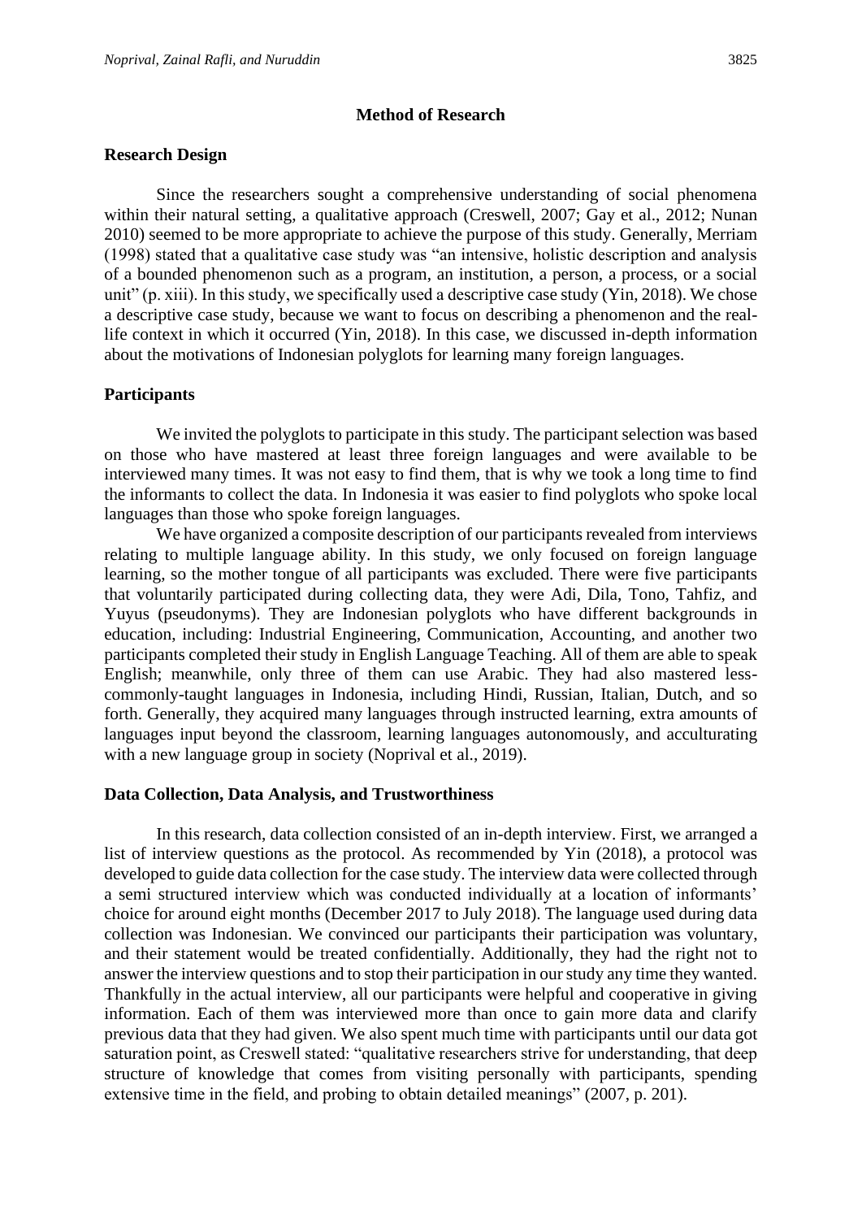## Method of Research

### Research Design

Since the researchers sought a comprehensive understanding of social phenomena within their natural setting, a qualitative approach (Creswell, 2007; Gay et al., 2012; Nunan 2010) seemed to be more appropriate to achieve the purpose of this study. Generally, Merriam (1998) stated that a qualitative case study was "an intensive, holistic description and analysis of a bounded phenomenon such as a program, an institution, a person, a process, or a social unit" (p. xiii). In this study, we specifically used a descriptive case study (Yin, 2018). We chose a descriptive case study, because we want to focus on describing a phenomenon and the real-life context in which it occurred (Yin, 2018). In this case, we discussed in-depth information about the motivations of Indonesian polyglots for learning many foreign languages.

### Participants

We invited the polyglots to participate in this study. The participant selection was based on those who have mastered at least three foreign languages and were available to be interviewed many times. It was not easy to find them, that is why we took a long time to find the informants to collect the data. In Indonesia it was easier to find polyglots who spoke local languages than those who spoke foreign languages.

We have organized a composite description of our participants revealed from interviews relating to multiple language ability. In this study, we only focused on foreign language learning, so the mother tongue of all participants was excluded. There were five participants that voluntarily participated during collecting data, they were Adi, Dila, Tono, Tahfiz, and Yuyus (pseudonyms). They are Indonesian polyglots who have different backgrounds in education, including: Industrial Engineering, Communication, Accounting, and another two participants completed their study in English Language Teaching. All of them are able to speak English; meanwhile, only three of them can use Arabic. They had also mastered less-commonly-taught languages in Indonesia, including Hindi, Russian, Italian, Dutch, and so forth. Generally, they acquired many languages through instructed learning, extra amounts of languages input beyond the classroom, learning languages autonomously, and acculturating with a new language group in society (Noprival et al., 2019).

### Data Collection, Data Analysis, and Trustworthiness

In this research, data collection consisted of an in-depth interview. First, we arranged a list of interview questions as the protocol. As recommended by Yin (2018), a protocol was developed to guide data collection for the case study. The interview data were collected through a semi structured interview which was conducted individually at a location of informants' choice for around eight months (December 2017 to July 2018). The language used during data collection was Indonesian. We convinced our participants their participation was voluntary, and their statement would be treated confidentially. Additionally, they had the right not to answer the interview questions and to stop their participation in our study any time they wanted. Thankfully in the actual interview, all our participants were helpful and cooperative in giving information. Each of them was interviewed more than once to gain more data and clarify previous data that they had given. We also spent much time with participants until our data got saturation point, as Creswell stated: "qualitative researchers strive for understanding, that deep structure of knowledge that comes from visiting personally with participants, spending extensive time in the field, and probing to obtain detailed meanings" (2007, p. 201).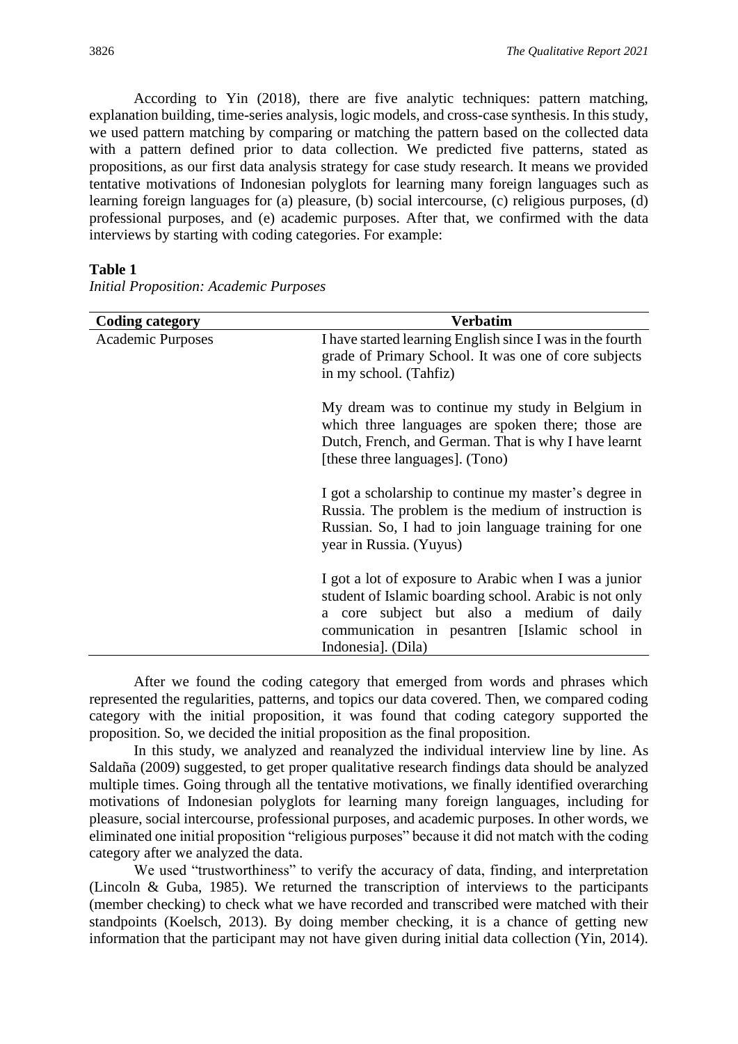According to Yin (2018), there are five analytic techniques: pattern matching, explanation building, time-series analysis, logic models, and cross-case synthesis. In this study, we used pattern matching by comparing or matching the pattern based on the collected data with a pattern defined prior to data collection. We predicted five patterns, stated as propositions, as our first data analysis strategy for case study research. It means we provided tentative motivations of Indonesian polyglots for learning many foreign languages such as learning foreign languages for (a) pleasure, (b) social intercourse, (c) religious purposes, (d) professional purposes, and (e) academic purposes. After that, we confirmed with the data interviews by starting with coding categories. For example:

**Table 1**

*Initial Proposition: Academic Purposes*

| Coding category | Verbatim |
|---|---|
| Academic Purposes | I have started learning English since I was in the fourth grade of Primary School. It was one of core subjects in my school. (Tahfiz) |
| | My dream was to continue my study in Belgium in which three languages are spoken there; those are Dutch, French, and German. That is why I have learnt [these three languages]. (Tono) |
| | I got a scholarship to continue my master's degree in Russia. The problem is the medium of instruction is Russian. So, I had to join language training for one year in Russia. (Yuyus) |
| | I got a lot of exposure to Arabic when I was a junior student of Islamic boarding school. Arabic is not only a core subject but also a medium of daily communication in pesantren [Islamic school in Indonesia]. (Dila) |

After we found the coding category that emerged from words and phrases which represented the regularities, patterns, and topics our data covered. Then, we compared coding category with the initial proposition, it was found that coding category supported the proposition. So, we decided the initial proposition as the final proposition.

In this study, we analyzed and reanalyzed the individual interview line by line. As Saldaña (2009) suggested, to get proper qualitative research findings data should be analyzed multiple times. Going through all the tentative motivations, we finally identified overarching motivations of Indonesian polyglots for learning many foreign languages, including for pleasure, social intercourse, professional purposes, and academic purposes. In other words, we eliminated one initial proposition "religious purposes" because it did not match with the coding category after we analyzed the data.

We used "trustworthiness" to verify the accuracy of data, finding, and interpretation (Lincoln & Guba, 1985). We returned the transcription of interviews to the participants (member checking) to check what we have recorded and transcribed were matched with their standpoints (Koelsch, 2013). By doing member checking, it is a chance of getting new information that the participant may not have given during initial data collection (Yin, 2014).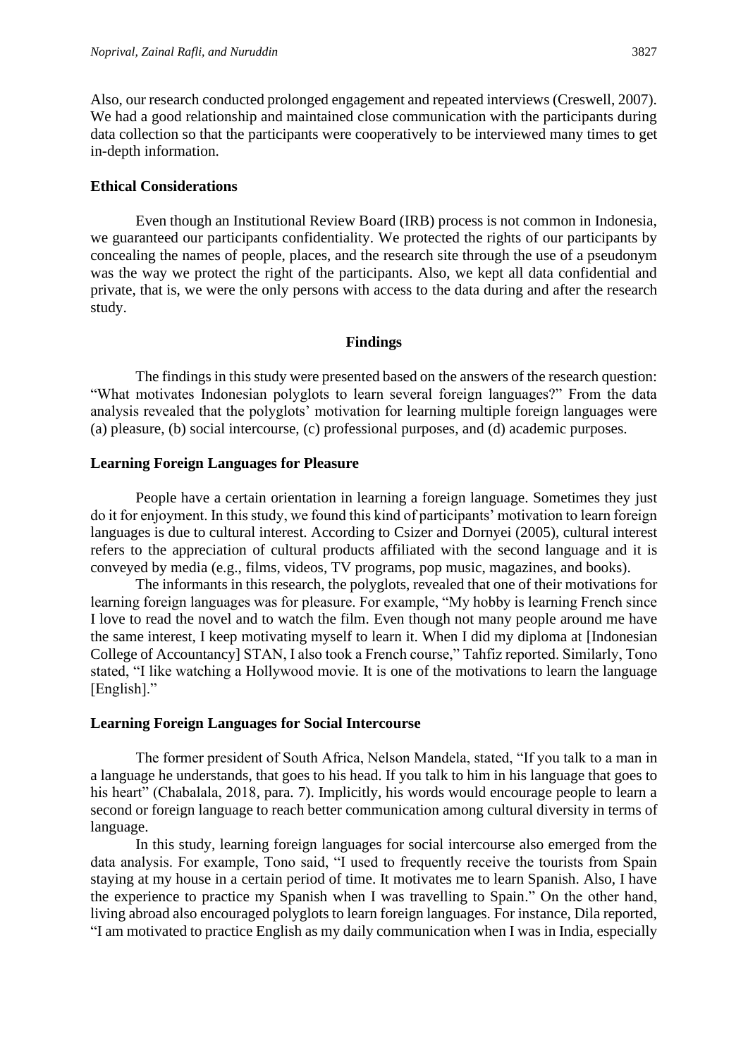Also, our research conducted prolonged engagement and repeated interviews (Creswell, 2007). We had a good relationship and maintained close communication with the participants during data collection so that the participants were cooperatively to be interviewed many times to get in-depth information.

## Ethical Considerations

Even though an Institutional Review Board (IRB) process is not common in Indonesia, we guaranteed our participants confidentiality. We protected the rights of our participants by concealing the names of people, places, and the research site through the use of a pseudonym was the way we protect the right of the participants. Also, we kept all data confidential and private, that is, we were the only persons with access to the data during and after the research study.

# Findings

The findings in this study were presented based on the answers of the research question: "What motivates Indonesian polyglots to learn several foreign languages?" From the data analysis revealed that the polyglots' motivation for learning multiple foreign languages were (a) pleasure, (b) social intercourse, (c) professional purposes, and (d) academic purposes.

## Learning Foreign Languages for Pleasure

People have a certain orientation in learning a foreign language. Sometimes they just do it for enjoyment. In this study, we found this kind of participants' motivation to learn foreign languages is due to cultural interest. According to Csizer and Dornyei (2005), cultural interest refers to the appreciation of cultural products affiliated with the second language and it is conveyed by media (e.g., films, videos, TV programs, pop music, magazines, and books).

The informants in this research, the polyglots, revealed that one of their motivations for learning foreign languages was for pleasure. For example, "My hobby is learning French since I love to read the novel and to watch the film. Even though not many people around me have the same interest, I keep motivating myself to learn it. When I did my diploma at [Indonesian College of Accountancy] STAN, I also took a French course," Tahfiz reported. Similarly, Tono stated, "I like watching a Hollywood movie. It is one of the motivations to learn the language [English]."

## Learning Foreign Languages for Social Intercourse

The former president of South Africa, Nelson Mandela, stated, "If you talk to a man in a language he understands, that goes to his head. If you talk to him in his language that goes to his heart" (Chabalala, 2018, para. 7). Implicitly, his words would encourage people to learn a second or foreign language to reach better communication among cultural diversity in terms of language.

In this study, learning foreign languages for social intercourse also emerged from the data analysis. For example, Tono said, "I used to frequently receive the tourists from Spain staying at my house in a certain period of time. It motivates me to learn Spanish. Also, I have the experience to practice my Spanish when I was travelling to Spain." On the other hand, living abroad also encouraged polyglots to learn foreign languages. For instance, Dila reported, "I am motivated to practice English as my daily communication when I was in India, especially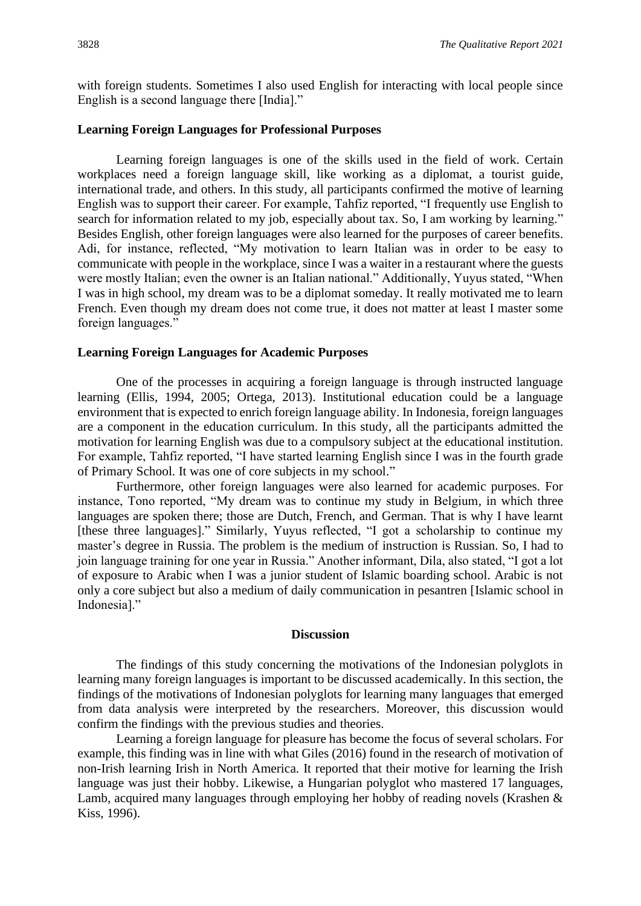with foreign students. Sometimes I also used English for interacting with local people since English is a second language there [India]."

### Learning Foreign Languages for Professional Purposes

Learning foreign languages is one of the skills used in the field of work. Certain workplaces need a foreign language skill, like working as a diplomat, a tourist guide, international trade, and others. In this study, all participants confirmed the motive of learning English was to support their career. For example, Tahfiz reported, "I frequently use English to search for information related to my job, especially about tax. So, I am working by learning." Besides English, other foreign languages were also learned for the purposes of career benefits. Adi, for instance, reflected, "My motivation to learn Italian was in order to be easy to communicate with people in the workplace, since I was a waiter in a restaurant where the guests were mostly Italian; even the owner is an Italian national." Additionally, Yuyus stated, "When I was in high school, my dream was to be a diplomat someday. It really motivated me to learn French. Even though my dream does not come true, it does not matter at least I master some foreign languages."

### Learning Foreign Languages for Academic Purposes

One of the processes in acquiring a foreign language is through instructed language learning (Ellis, 1994, 2005; Ortega, 2013). Institutional education could be a language environment that is expected to enrich foreign language ability. In Indonesia, foreign languages are a component in the education curriculum. In this study, all the participants admitted the motivation for learning English was due to a compulsory subject at the educational institution. For example, Tahfiz reported, "I have started learning English since I was in the fourth grade of Primary School. It was one of core subjects in my school."

Furthermore, other foreign languages were also learned for academic purposes. For instance, Tono reported, "My dream was to continue my study in Belgium, in which three languages are spoken there; those are Dutch, French, and German. That is why I have learnt [these three languages]." Similarly, Yuyus reflected, "I got a scholarship to continue my master's degree in Russia. The problem is the medium of instruction is Russian. So, I had to join language training for one year in Russia." Another informant, Dila, also stated, "I got a lot of exposure to Arabic when I was a junior student of Islamic boarding school. Arabic is not only a core subject but also a medium of daily communication in pesantren [Islamic school in Indonesia]."

## Discussion

The findings of this study concerning the motivations of the Indonesian polyglots in learning many foreign languages is important to be discussed academically. In this section, the findings of the motivations of Indonesian polyglots for learning many languages that emerged from data analysis were interpreted by the researchers. Moreover, this discussion would confirm the findings with the previous studies and theories.

Learning a foreign language for pleasure has become the focus of several scholars. For example, this finding was in line with what Giles (2016) found in the research of motivation of non-Irish learning Irish in North America. It reported that their motive for learning the Irish language was just their hobby. Likewise, a Hungarian polyglot who mastered 17 languages, Lamb, acquired many languages through employing her hobby of reading novels (Krashen & Kiss, 1996).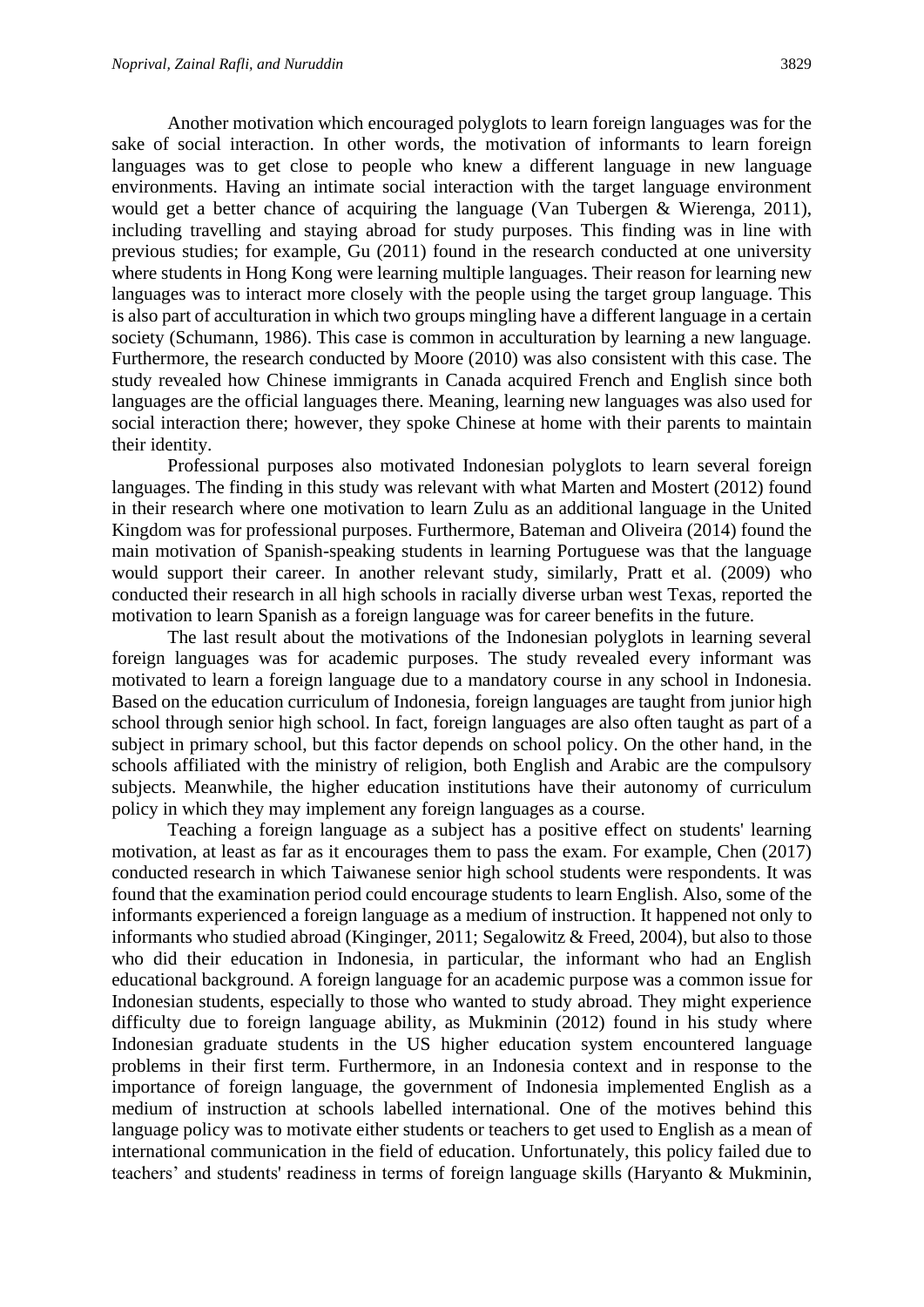Another motivation which encouraged polyglots to learn foreign languages was for the sake of social interaction. In other words, the motivation of informants to learn foreign languages was to get close to people who knew a different language in new language environments. Having an intimate social interaction with the target language environment would get a better chance of acquiring the language (Van Tubergen & Wierenga, 2011), including travelling and staying abroad for study purposes. This finding was in line with previous studies; for example, Gu (2011) found in the research conducted at one university where students in Hong Kong were learning multiple languages. Their reason for learning new languages was to interact more closely with the people using the target group language. This is also part of acculturation in which two groups mingling have a different language in a certain society (Schumann, 1986). This case is common in acculturation by learning a new language. Furthermore, the research conducted by Moore (2010) was also consistent with this case. The study revealed how Chinese immigrants in Canada acquired French and English since both languages are the official languages there. Meaning, learning new languages was also used for social interaction there; however, they spoke Chinese at home with their parents to maintain their identity.

Professional purposes also motivated Indonesian polyglots to learn several foreign languages. The finding in this study was relevant with what Marten and Mostert (2012) found in their research where one motivation to learn Zulu as an additional language in the United Kingdom was for professional purposes. Furthermore, Bateman and Oliveira (2014) found the main motivation of Spanish-speaking students in learning Portuguese was that the language would support their career. In another relevant study, similarly, Pratt et al. (2009) who conducted their research in all high schools in racially diverse urban west Texas, reported the motivation to learn Spanish as a foreign language was for career benefits in the future.

The last result about the motivations of the Indonesian polyglots in learning several foreign languages was for academic purposes. The study revealed every informant was motivated to learn a foreign language due to a mandatory course in any school in Indonesia. Based on the education curriculum of Indonesia, foreign languages are taught from junior high school through senior high school. In fact, foreign languages are also often taught as part of a subject in primary school, but this factor depends on school policy. On the other hand, in the schools affiliated with the ministry of religion, both English and Arabic are the compulsory subjects. Meanwhile, the higher education institutions have their autonomy of curriculum policy in which they may implement any foreign languages as a course.

Teaching a foreign language as a subject has a positive effect on students' learning motivation, at least as far as it encourages them to pass the exam. For example, Chen (2017) conducted research in which Taiwanese senior high school students were respondents. It was found that the examination period could encourage students to learn English. Also, some of the informants experienced a foreign language as a medium of instruction. It happened not only to informants who studied abroad (Kinginger, 2011; Segalowitz & Freed, 2004), but also to those who did their education in Indonesia, in particular, the informant who had an English educational background. A foreign language for an academic purpose was a common issue for Indonesian students, especially to those who wanted to study abroad. They might experience difficulty due to foreign language ability, as Mukminin (2012) found in his study where Indonesian graduate students in the US higher education system encountered language problems in their first term. Furthermore, in an Indonesia context and in response to the importance of foreign language, the government of Indonesia implemented English as a medium of instruction at schools labelled international. One of the motives behind this language policy was to motivate either students or teachers to get used to English as a mean of international communication in the field of education. Unfortunately, this policy failed due to teachers' and students' readiness in terms of foreign language skills (Haryanto & Mukminin,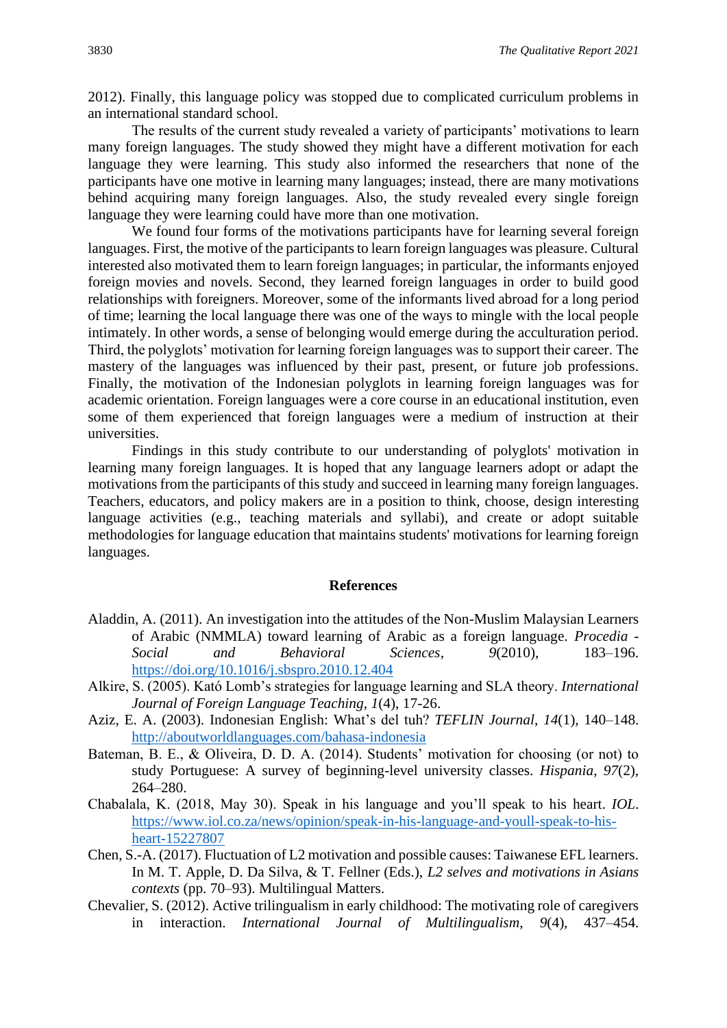2012). Finally, this language policy was stopped due to complicated curriculum problems in an international standard school.

The results of the current study revealed a variety of participants' motivations to learn many foreign languages. The study showed they might have a different motivation for each language they were learning. This study also informed the researchers that none of the participants have one motive in learning many languages; instead, there are many motivations behind acquiring many foreign languages. Also, the study revealed every single foreign language they were learning could have more than one motivation.

We found four forms of the motivations participants have for learning several foreign languages. First, the motive of the participants to learn foreign languages was pleasure. Cultural interested also motivated them to learn foreign languages; in particular, the informants enjoyed foreign movies and novels. Second, they learned foreign languages in order to build good relationships with foreigners. Moreover, some of the informants lived abroad for a long period of time; learning the local language there was one of the ways to mingle with the local people intimately. In other words, a sense of belonging would emerge during the acculturation period. Third, the polyglots' motivation for learning foreign languages was to support their career. The mastery of the languages was influenced by their past, present, or future job professions. Finally, the motivation of the Indonesian polyglots in learning foreign languages was for academic orientation. Foreign languages were a core course in an educational institution, even some of them experienced that foreign languages were a medium of instruction at their universities.

Findings in this study contribute to our understanding of polyglots' motivation in learning many foreign languages. It is hoped that any language learners adopt or adapt the motivations from the participants of this study and succeed in learning many foreign languages. Teachers, educators, and policy makers are in a position to think, choose, design interesting language activities (e.g., teaching materials and syllabi), and create or adopt suitable methodologies for language education that maintains students' motivations for learning foreign languages.

## References

Aladdin, A. (2011). An investigation into the attitudes of the Non-Muslim Malaysian Learners of Arabic (NMMLA) toward learning of Arabic as a foreign language. *Procedia - Social and Behavioral Sciences*, *9*(2010), 183–196. https://doi.org/10.1016/j.sbspro.2010.12.404

Alkire, S. (2005). Kató Lomb's strategies for language learning and SLA theory. *International Journal of Foreign Language Teaching*, *1*(4), 17-26.

Aziz, E. A. (2003). Indonesian English: What's del tuh? *TEFLIN Journal*, *14*(1), 140–148. http://aboutworldlanguages.com/bahasa-indonesia

Bateman, B. E., & Oliveira, D. D. A. (2014). Students' motivation for choosing (or not) to study Portuguese: A survey of beginning-level university classes. *Hispania*, *97*(2), 264–280.

Chabalala, K. (2018, May 30). Speak in his language and you'll speak to his heart. *IOL*. https://www.iol.co.za/news/opinion/speak-in-his-language-and-youll-speak-to-his-heart-15227807

Chen, S.-A. (2017). Fluctuation of L2 motivation and possible causes: Taiwanese EFL learners. In M. T. Apple, D. Da Silva, & T. Fellner (Eds.), *L2 selves and motivations in Asians contexts* (pp. 70–93). Multilingual Matters.

Chevalier, S. (2012). Active trilingualism in early childhood: The motivating role of caregivers in interaction. *International Journal of Multilingualism*, *9*(4), 437–454.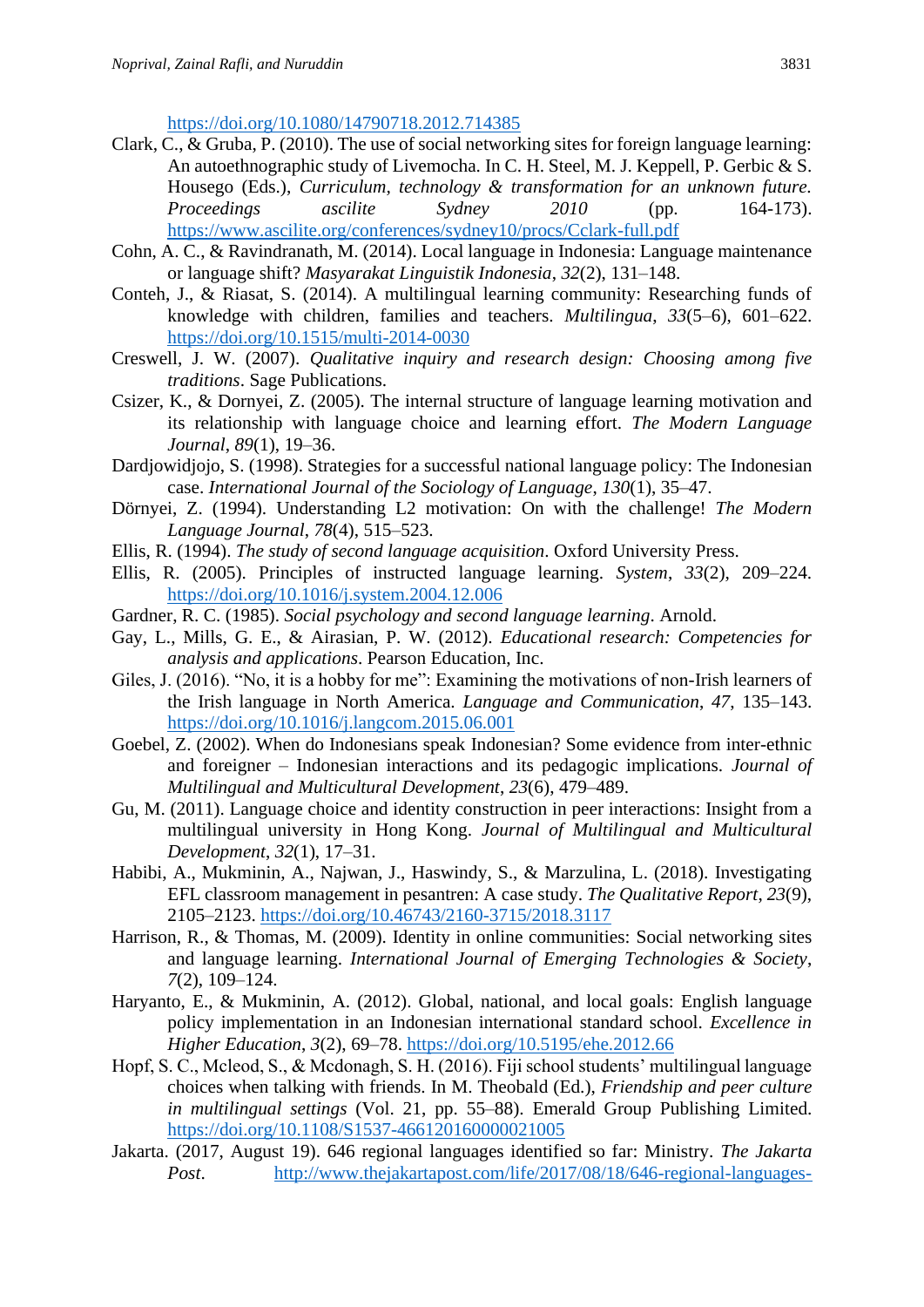https://doi.org/10.1080/14790718.2012.714385

Clark, C., & Gruba, P. (2010). The use of social networking sites for foreign language learning: An autoethnographic study of Livemocha. In C. H. Steel, M. J. Keppell, P. Gerbic & S. Housego (Eds.), *Curriculum, technology & transformation for an unknown future. Proceedings ascilite Sydney 2010* (pp. 164-173). https://www.ascilite.org/conferences/sydney10/procs/Cclark-full.pdf

Cohn, A. C., & Ravindranath, M. (2014). Local language in Indonesia: Language maintenance or language shift? *Masyarakat Linguistik Indonesia*, *32*(2), 131–148.

Conteh, J., & Riasat, S. (2014). A multilingual learning community: Researching funds of knowledge with children, families and teachers. *Multilingua*, *33*(5–6), 601–622. https://doi.org/10.1515/multi-2014-0030

Creswell, J. W. (2007). *Qualitative inquiry and research design: Choosing among five traditions*. Sage Publications.

Csizer, K., & Dornyei, Z. (2005). The internal structure of language learning motivation and its relationship with language choice and learning effort. *The Modern Language Journal*, *89*(1), 19–36.

Dardjowidjojo, S. (1998). Strategies for a successful national language policy: The Indonesian case. *International Journal of the Sociology of Language*, *130*(1), 35–47.

Dörnyei, Z. (1994). Understanding L2 motivation: On with the challenge! *The Modern Language Journal*, *78*(4), 515–523.

Ellis, R. (1994). *The study of second language acquisition*. Oxford University Press.

Ellis, R. (2005). Principles of instructed language learning. *System*, *33*(2), 209–224. https://doi.org/10.1016/j.system.2004.12.006

Gardner, R. C. (1985). *Social psychology and second language learning*. Arnold.

Gay, L., Mills, G. E., & Airasian, P. W. (2012). *Educational research: Competencies for analysis and applications*. Pearson Education, Inc.

Giles, J. (2016). "No, it is a hobby for me": Examining the motivations of non-Irish learners of the Irish language in North America. *Language and Communication*, *47*, 135–143. https://doi.org/10.1016/j.langcom.2015.06.001

Goebel, Z. (2002). When do Indonesians speak Indonesian? Some evidence from inter-ethnic and foreigner – Indonesian interactions and its pedagogic implications. *Journal of Multilingual and Multicultural Development*, *23*(6), 479–489.

Gu, M. (2011). Language choice and identity construction in peer interactions: Insight from a multilingual university in Hong Kong. *Journal of Multilingual and Multicultural Development*, *32*(1), 17–31.

Habibi, A., Mukminin, A., Najwan, J., Haswindy, S., & Marzulina, L. (2018). Investigating EFL classroom management in pesantren: A case study. *The Qualitative Report*, *23*(9), 2105–2123. https://doi.org/10.46743/2160-3715/2018.3117

Harrison, R., & Thomas, M. (2009). Identity in online communities: Social networking sites and language learning. *International Journal of Emerging Technologies & Society*, *7*(2), 109–124.

Haryanto, E., & Mukminin, A. (2012). Global, national, and local goals: English language policy implementation in an Indonesian international standard school. *Excellence in Higher Education*, *3*(2), 69–78. https://doi.org/10.5195/ehe.2012.66

Hopf, S. C., Mcleod, S., & Mcdonagh, S. H. (2016). Fiji school students' multilingual language choices when talking with friends. In M. Theobald (Ed.), *Friendship and peer culture in multilingual settings* (Vol. 21, pp. 55–88). Emerald Group Publishing Limited. https://doi.org/10.1108/S1537-466120160000021005

Jakarta. (2017, August 19). 646 regional languages identified so far: Ministry. *The Jakarta Post*. http://www.thejakartapost.com/life/2017/08/18/646-regional-languages-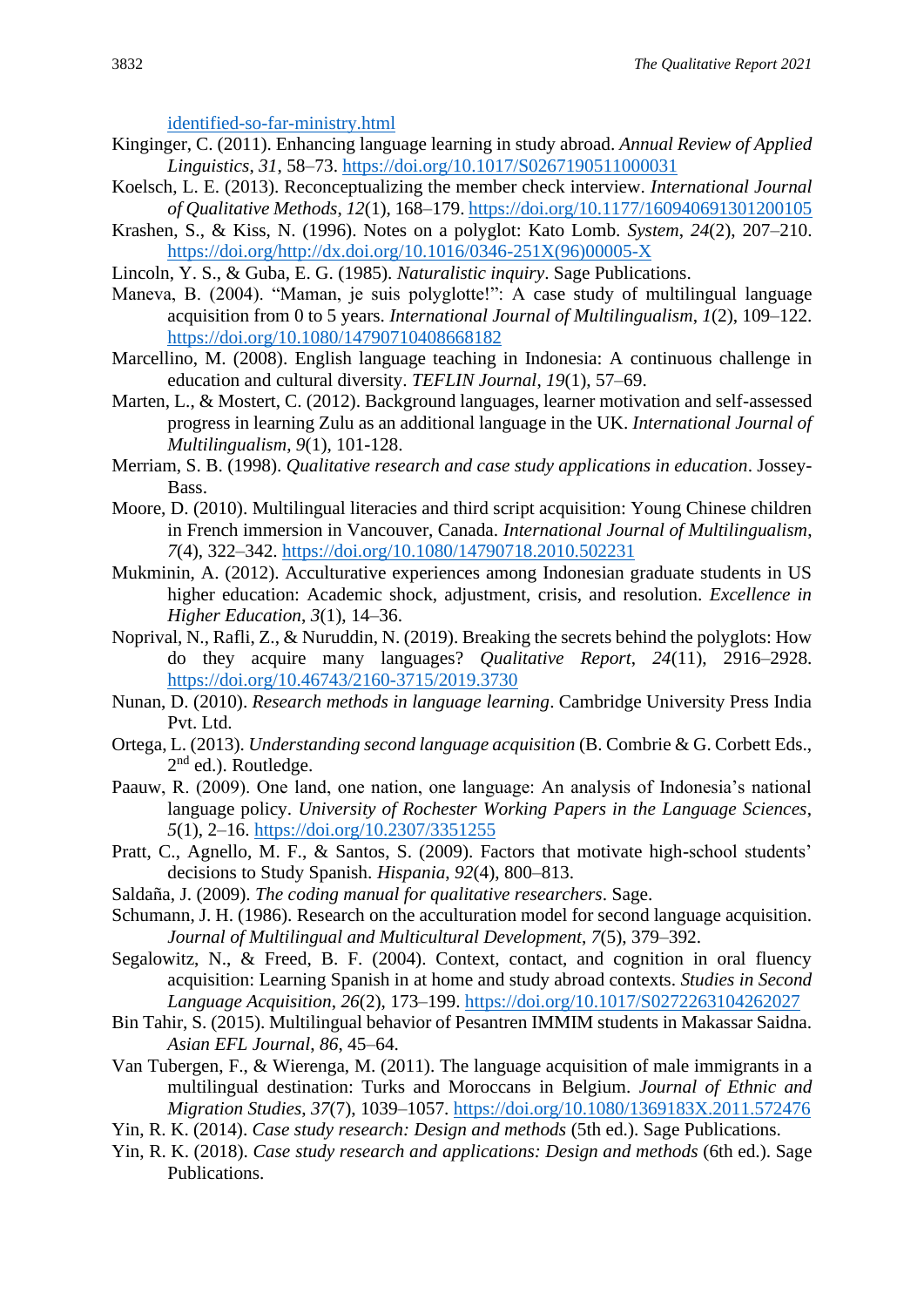identified-so-far-ministry.html

Kinginger, C. (2011). Enhancing language learning in study abroad. *Annual Review of Applied Linguistics*, *31*, 58–73. https://doi.org/10.1017/S0267190511000031

Koelsch, L. E. (2013). Reconceptualizing the member check interview. *International Journal of Qualitative Methods*, *12*(1), 168–179. https://doi.org/10.1177/160940691301200105

Krashen, S., & Kiss, N. (1996). Notes on a polyglot: Kato Lomb. *System*, *24*(2), 207–210. https://doi.org/http://dx.doi.org/10.1016/0346-251X(96)00005-X

Lincoln, Y. S., & Guba, E. G. (1985). *Naturalistic inquiry*. Sage Publications.

Maneva, B. (2004). "Maman, je suis polyglotte!": A case study of multilingual language acquisition from 0 to 5 years. *International Journal of Multilingualism*, *1*(2), 109–122. https://doi.org/10.1080/14790710408668182

Marcellino, M. (2008). English language teaching in Indonesia: A continuous challenge in education and cultural diversity. *TEFLIN Journal*, *19*(1), 57–69.

Marten, L., & Mostert, C. (2012). Background languages, learner motivation and self-assessed progress in learning Zulu as an additional language in the UK. *International Journal of Multilingualism*, *9*(1), 101-128.

Merriam, S. B. (1998). *Qualitative research and case study applications in education*. Jossey-Bass.

Moore, D. (2010). Multilingual literacies and third script acquisition: Young Chinese children in French immersion in Vancouver, Canada. *International Journal of Multilingualism*, *7*(4), 322–342. https://doi.org/10.1080/14790718.2010.502231

Mukminin, A. (2012). Acculturative experiences among Indonesian graduate students in US higher education: Academic shock, adjustment, crisis, and resolution. *Excellence in Higher Education*, *3*(1), 14–36.

Noprival, N., Rafli, Z., & Nuruddin, N. (2019). Breaking the secrets behind the polyglots: How do they acquire many languages? *Qualitative Report*, *24*(11), 2916–2928. https://doi.org/10.46743/2160-3715/2019.3730

Nunan, D. (2010). *Research methods in language learning*. Cambridge University Press India Pvt. Ltd.

Ortega, L. (2013). *Understanding second language acquisition* (B. Combrie & G. Corbett Eds., 2nd ed.). Routledge.

Paauw, R. (2009). One land, one nation, one language: An analysis of Indonesia's national language policy. *University of Rochester Working Papers in the Language Sciences*, *5*(1), 2–16. https://doi.org/10.2307/3351255

Pratt, C., Agnello, M. F., & Santos, S. (2009). Factors that motivate high-school students' decisions to Study Spanish. *Hispania*, *92*(4), 800–813.

Saldaña, J. (2009). *The coding manual for qualitative researchers*. Sage.

Schumann, J. H. (1986). Research on the acculturation model for second language acquisition. *Journal of Multilingual and Multicultural Development*, *7*(5), 379–392.

Segalowitz, N., & Freed, B. F. (2004). Context, contact, and cognition in oral fluency acquisition: Learning Spanish in at home and study abroad contexts. *Studies in Second Language Acquisition*, *26*(2), 173–199. https://doi.org/10.1017/S0272263104262027

Bin Tahir, S. (2015). Multilingual behavior of Pesantren IMMIM students in Makassar Saidna. *Asian EFL Journal*, *86*, 45–64.

Van Tubergen, F., & Wierenga, M. (2011). The language acquisition of male immigrants in a multilingual destination: Turks and Moroccans in Belgium. *Journal of Ethnic and Migration Studies*, *37*(7), 1039–1057. https://doi.org/10.1080/1369183X.2011.572476

Yin, R. K. (2014). *Case study research: Design and methods* (5th ed.). Sage Publications.

Yin, R. K. (2018). *Case study research and applications: Design and methods* (6th ed.). Sage Publications.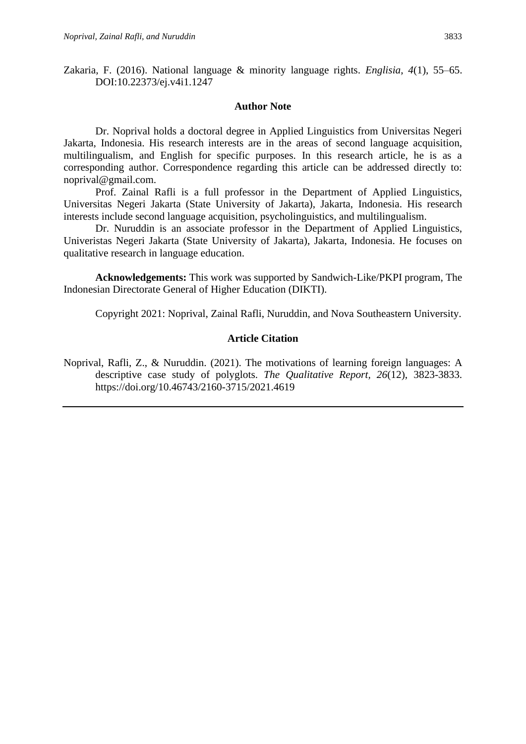Zakaria, F. (2016). National language & minority language rights. *Englisia*, *4*(1), 55–65. DOI:10.22373/ej.v4i1.1247

## Author Note

Dr. Noprival holds a doctoral degree in Applied Linguistics from Universitas Negeri Jakarta, Indonesia. His research interests are in the areas of second language acquisition, multilingualism, and English for specific purposes. In this research article, he is as a corresponding author. Correspondence regarding this article can be addressed directly to: noprival@gmail.com.

Prof. Zainal Rafli is a full professor in the Department of Applied Linguistics, Universitas Negeri Jakarta (State University of Jakarta), Jakarta, Indonesia. His research interests include second language acquisition, psycholinguistics, and multilingualism.

Dr. Nuruddin is an associate professor in the Department of Applied Linguistics, Univeristas Negeri Jakarta (State University of Jakarta), Jakarta, Indonesia. He focuses on qualitative research in language education.

**Acknowledgements:** This work was supported by Sandwich-Like/PKPI program, The Indonesian Directorate General of Higher Education (DIKTI).

Copyright 2021: Noprival, Zainal Rafli, Nuruddin, and Nova Southeastern University.

## Article Citation

Noprival, Rafli, Z., & Nuruddin. (2021). The motivations of learning foreign languages: A descriptive case study of polyglots. *The Qualitative Report, 26*(12), 3823-3833. https://doi.org/10.46743/2160-3715/2021.4619